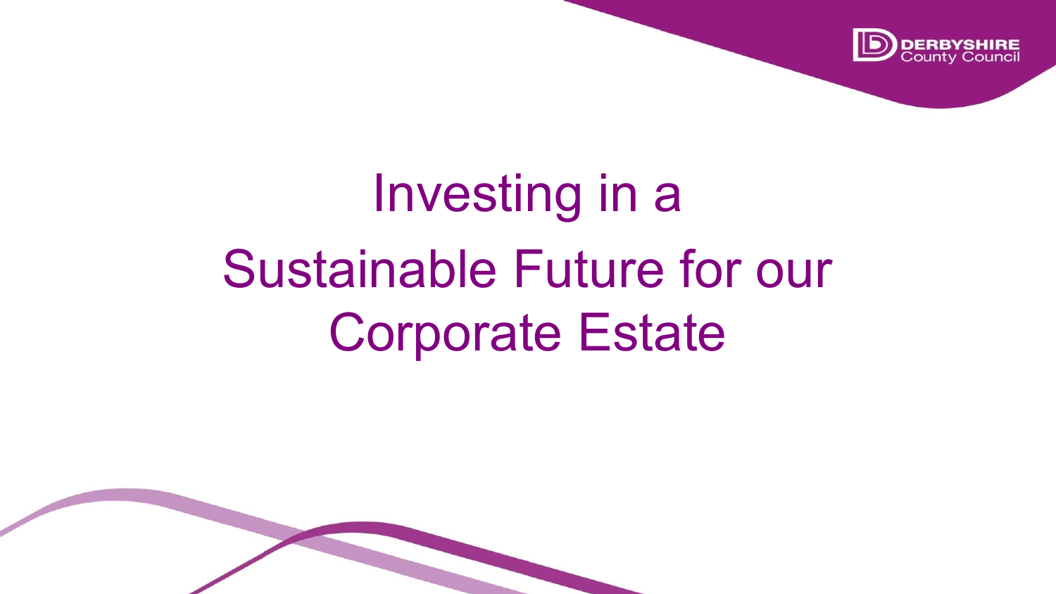# Investing in a Sustainable Future for our Corporate Estate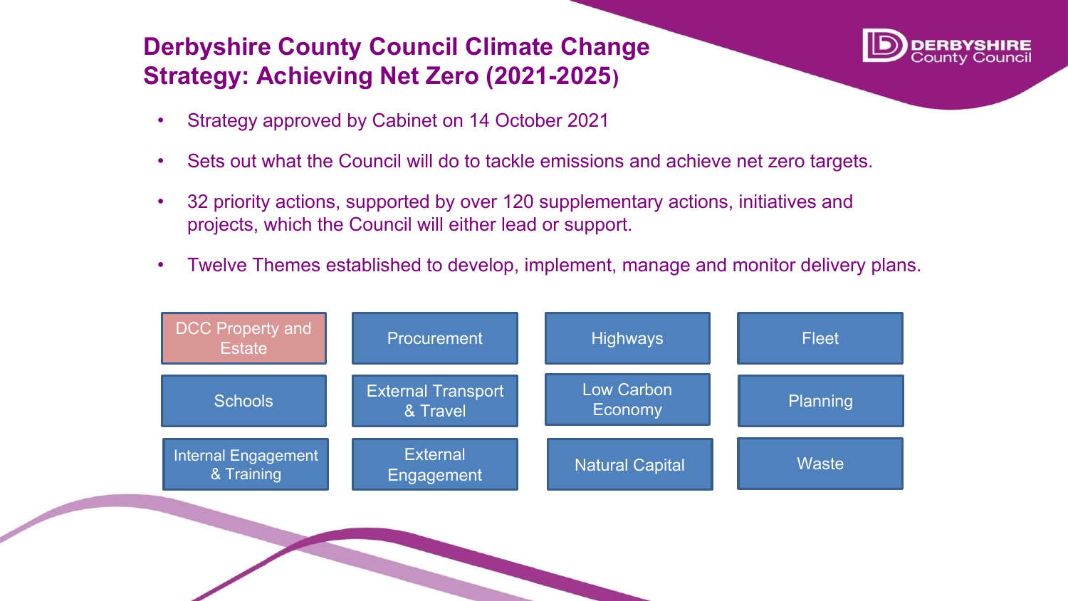# Derbyshire County Council Climate Change Strategy: Achieving Net Zero (2021-2025)

- Strategy approved by Cabinet on 14 October 2021
- Sets out what the Council will do to tackle emissions and achieve net zero targets.
- 32 priority actions, supported by over 120 supplementary actions, initiatives and projects, which the Council will either lead or support.
- Twelve Themes established to develop, implement, manage and monitor delivery plans.

| | | | |
|---|---|---|---|
| DCC Property and Estate | Procurement | Highways | Fleet |
| Schools | External Transport & Travel | Low Carbon Economy | Planning |
| Internal Engagement & Training | External Engagement | Natural Capital | Waste |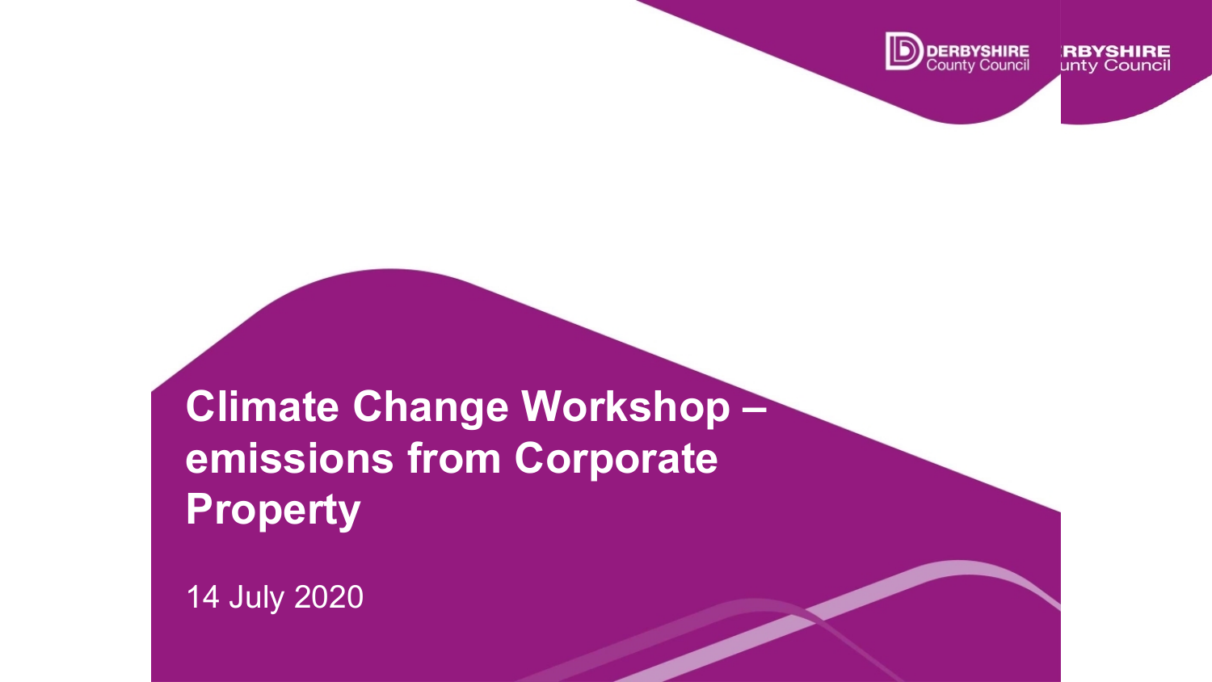# Climate Change Workshop – emissions from Corporate Property

14 July 2020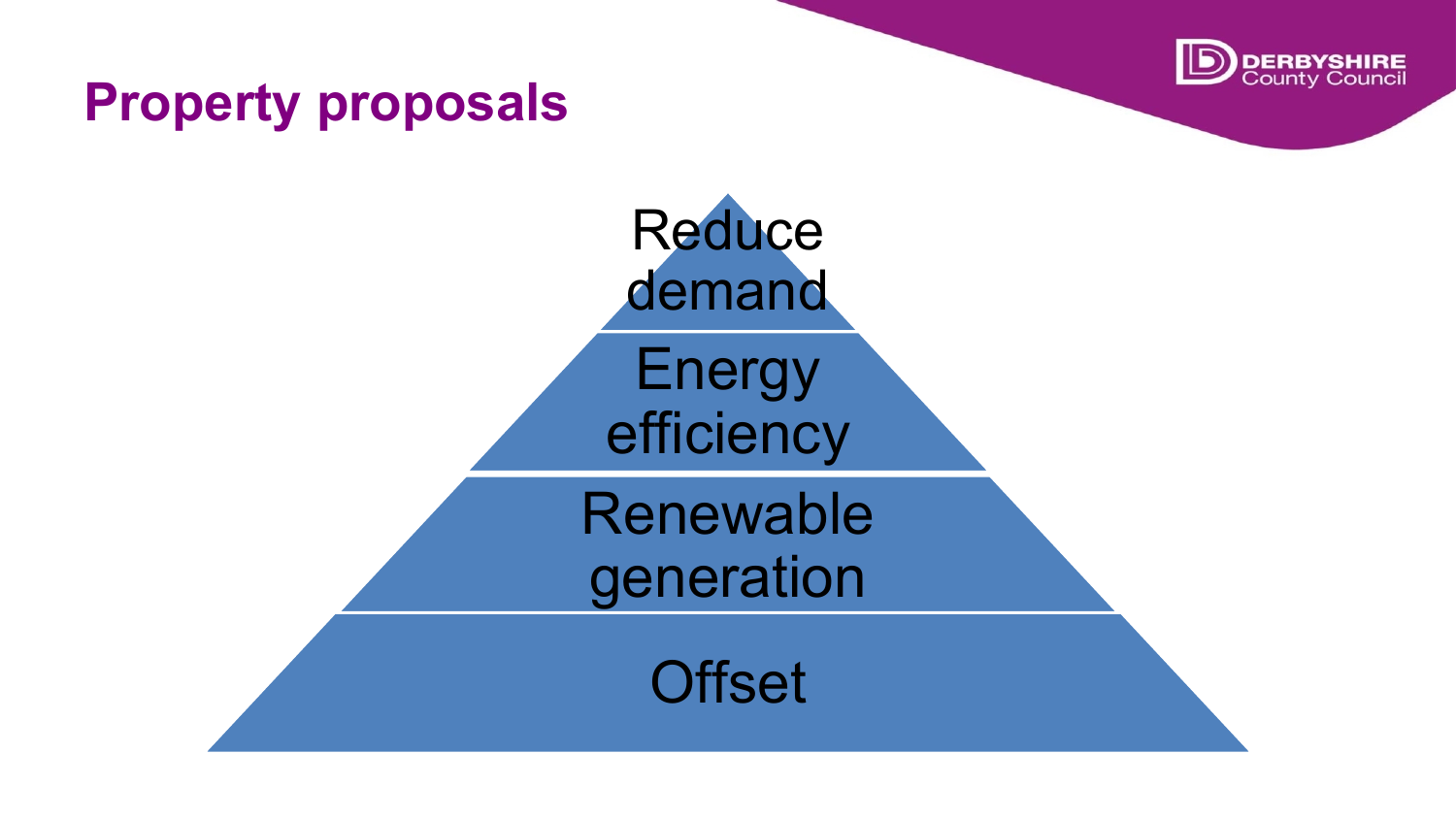# Property proposals

- Reduce demand
- Energy efficiency
- Renewable generation
- Offset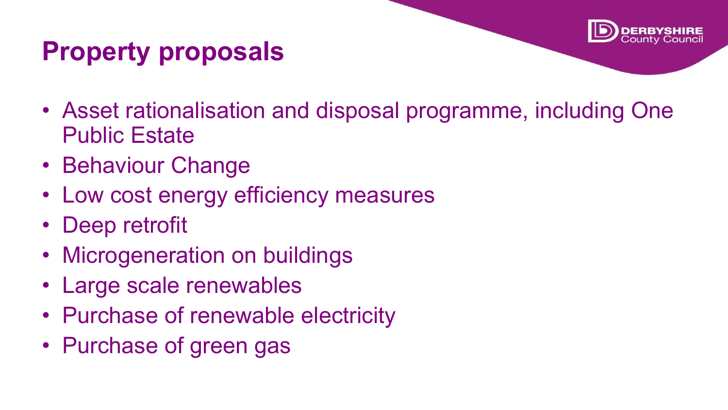# Property proposals

- Asset rationalisation and disposal programme, including One Public Estate
- Behaviour Change
- Low cost energy efficiency measures
- Deep retrofit
- Microgeneration on buildings
- Large scale renewables
- Purchase of renewable electricity
- Purchase of green gas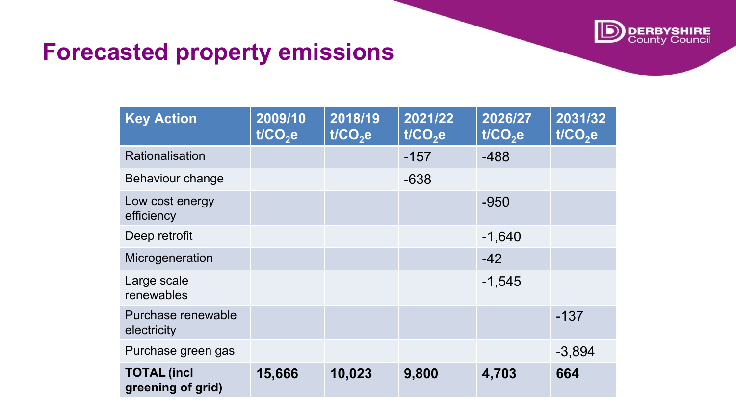# Forecasted property emissions

| Key Action | 2009/10 t/$CO_2$e | 2018/19 t/$CO_2$e | 2021/22 t/$CO_2$e | 2026/27 t/$CO_2$e | 2031/32 t/$CO_2$e |
|---|---|---|---|---|---|
| Rationalisation | | | -157 | -488 | |
| Behaviour change | | | -638 | | |
| Low cost energy efficiency | | | | -950 | |
| Deep retrofit | | | | -1,640 | |
| Microgeneration | | | | -42 | |
| Large scale renewables | | | | -1,545 | |
| Purchase renewable electricity | | | | | -137 |
| Purchase green gas | | | | | -3,894 |
| **TOTAL (incl greening of grid)** | **15,666** | **10,023** | **9,800** | **4,703** | **664** |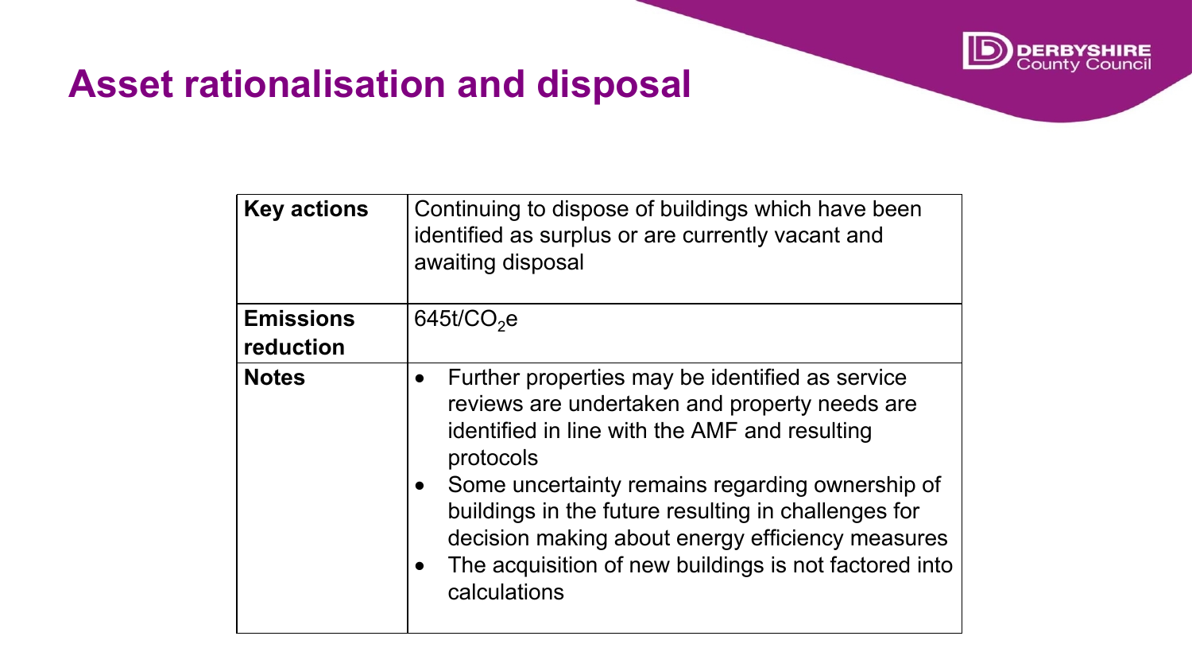# Asset rationalisation and disposal

| | |
|---|---|
| **Key actions** | Continuing to dispose of buildings which have been identified as surplus or are currently vacant and awaiting disposal |
| **Emissions reduction** | 645t/$CO_2$e |
| **Notes** | • Further properties may be identified as service reviews are undertaken and property needs are identified in line with the AMF and resulting protocols<br>• Some uncertainty remains regarding ownership of buildings in the future resulting in challenges for decision making about energy efficiency measures<br>• The acquisition of new buildings is not factored into calculations |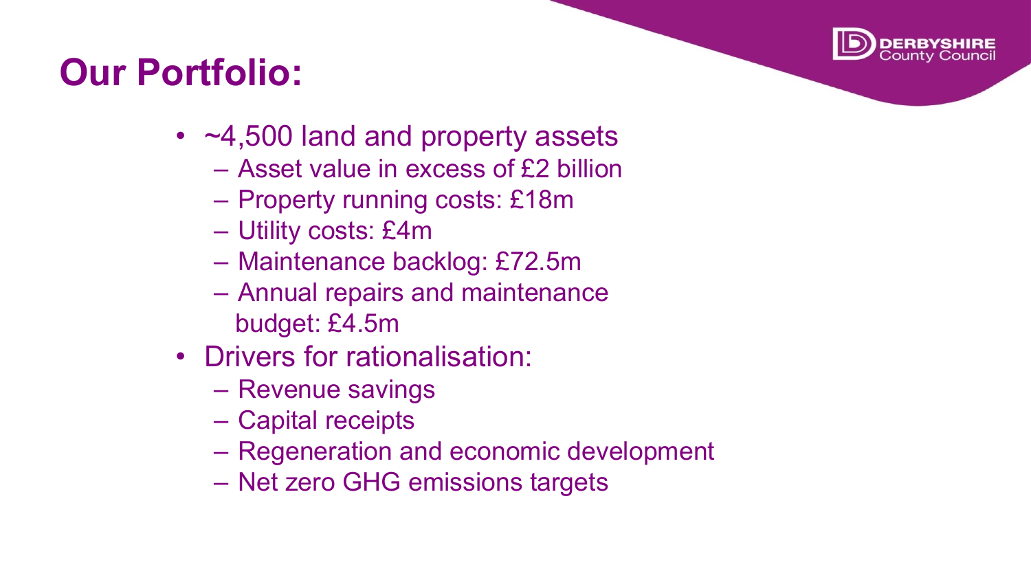# Our Portfolio:

- ~4,500 land and property assets
  - Asset value in excess of £2 billion
  - Property running costs: £18m
  - Utility costs: £4m
  - Maintenance backlog: £72.5m
  - Annual repairs and maintenance budget: £4.5m
- Drivers for rationalisation:
  - Revenue savings
  - Capital receipts
  - Regeneration and economic development
  - Net zero GHG emissions targets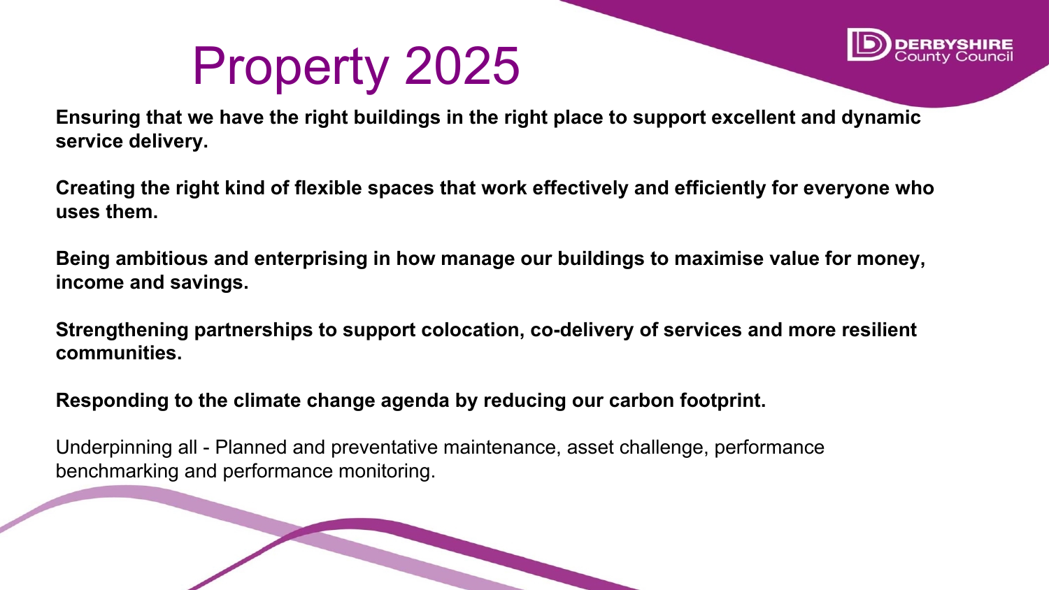# Property 2025

**Ensuring that we have the right buildings in the right place to support excellent and dynamic service delivery.**

**Creating the right kind of flexible spaces that work effectively and efficiently for everyone who uses them.**

**Being ambitious and enterprising in how manage our buildings to maximise value for money, income and savings.**

**Strengthening partnerships to support colocation, co-delivery of services and more resilient communities.**

**Responding to the climate change agenda by reducing our carbon footprint.**

Underpinning all - Planned and preventative maintenance, asset challenge, performance benchmarking and performance monitoring.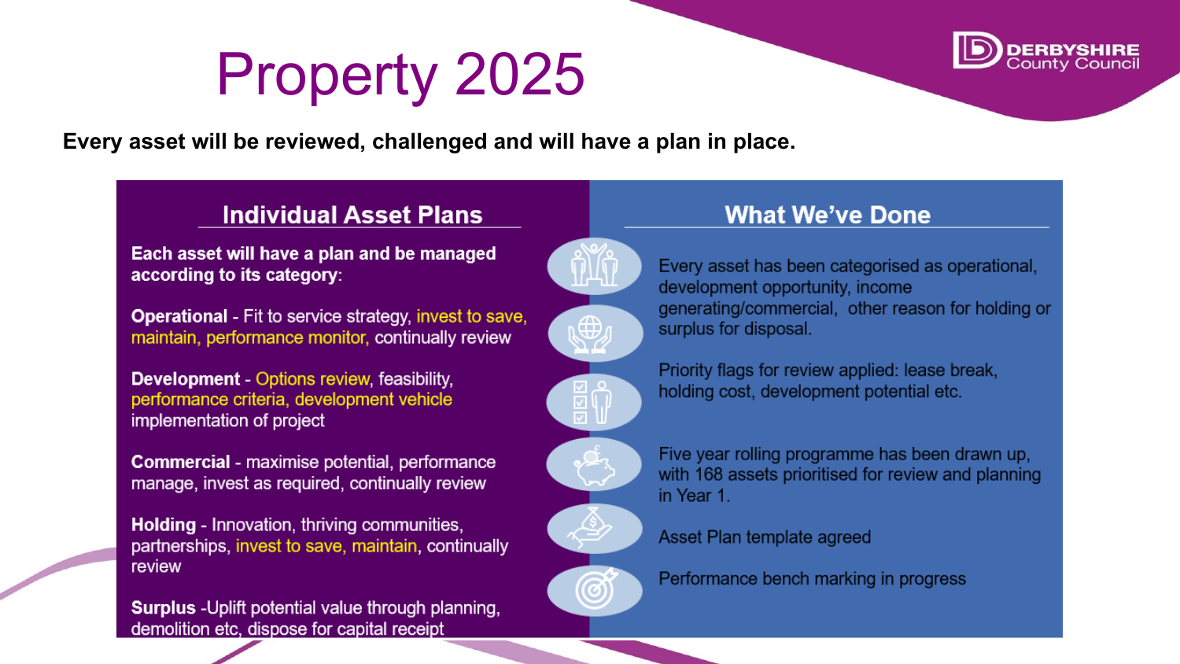# Property 2025

**Every asset will be reviewed, challenged and will have a plan in place.**

## Individual Asset Plans

**Each asset will have a plan and be managed according to its category:**

**Operational** - Fit to service strategy, invest to save, maintain, performance monitor, continually review

**Development** - Options review, feasibility, performance criteria, development vehicle implementation of project

**Commercial** - maximise potential, performance manage, invest as required, continually review

**Holding** - Innovation, thriving communities, partnerships, invest to save, maintain, continually review

**Surplus** -Uplift potential value through planning, demolition etc, dispose for capital receipt

## What We've Done

Every asset has been categorised as operational, development opportunity, income generating/commercial, other reason for holding or surplus for disposal.

Priority flags for review applied: lease break, holding cost, development potential etc.

Five year rolling programme has been drawn up, with 168 assets prioritised for review and planning in Year 1.

Asset Plan template agreed

Performance bench marking in progress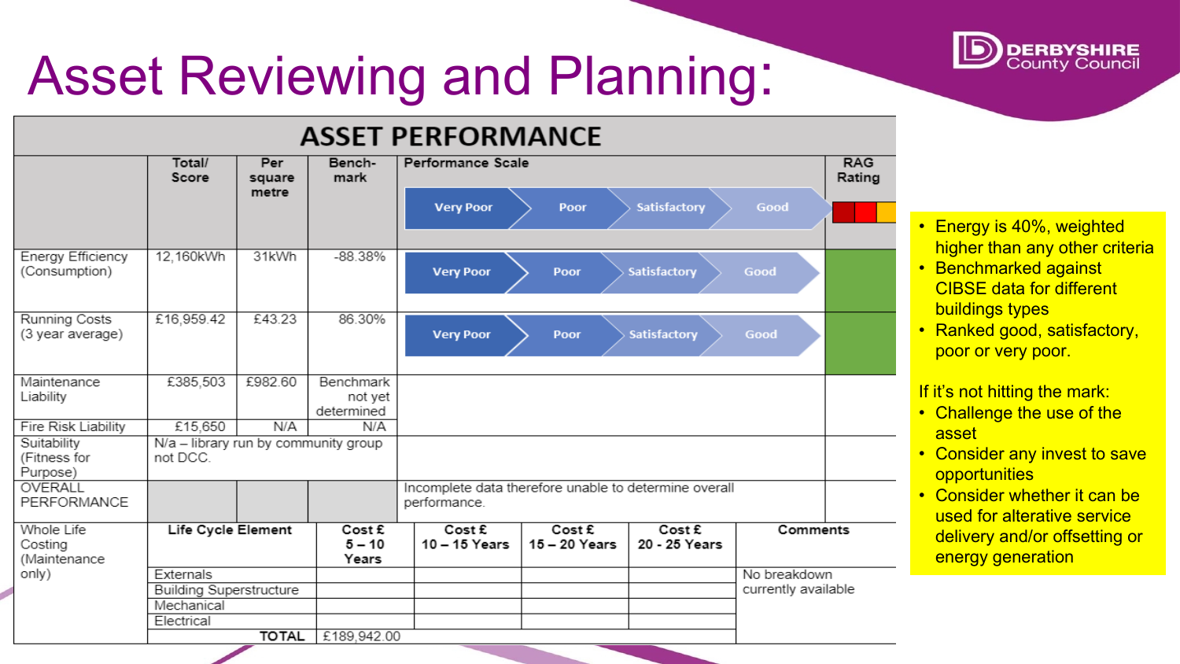# Asset Reviewing and Planning:

## ASSET PERFORMANCE

| | Total/ Score | Per square metre | Bench-mark | Performance Scale | RAG Rating |
|---|---|---|---|---|---|
| | | | | Very Poor / Poor / Satisfactory / Good | |
| Energy Efficiency (Consumption) | 12,160kWh | 31kWh | -88.38% | Very Poor / Poor / Satisfactory / Good | |
| Running Costs (3 year average) | £16,959.42 | £43.23 | 86.30% | Very Poor / Poor / Satisfactory / Good | |
| Maintenance Liability | £385,503 | £982.60 | Benchmark not yet determined | | |
| Fire Risk Liability | £15,650 | N/A | N/A | | |
| Suitability (Fitness for Purpose) | N/a – library run by community group not DCC. | | | | |
| OVERALL PERFORMANCE | | | | Incomplete data therefore unable to determine overall performance. | |

| Whole Life Costing (Maintenance only) | Life Cycle Element | Cost £ 5 – 10 Years | Cost £ 10 – 15 Years | Cost £ 15 – 20 Years | Cost £ 20 - 25 Years | Comments |
|---|---|---|---|---|---|---|
| | Externals | | | | | No breakdown currently available |
| | Building Superstructure | | | | | |
| | Mechanical | | | | | |
| | Electrical | | | | | |
| | TOTAL | £189,942.00 | | | | |

- Energy is 40%, weighted higher than any other criteria
- Benchmarked against CIBSE data for different buildings types
- Ranked good, satisfactory, poor or very poor.

If it's not hitting the mark:

- Challenge the use of the asset
- Consider any invest to save opportunities
- Consider whether it can be used for alterative service delivery and/or offsetting or energy generation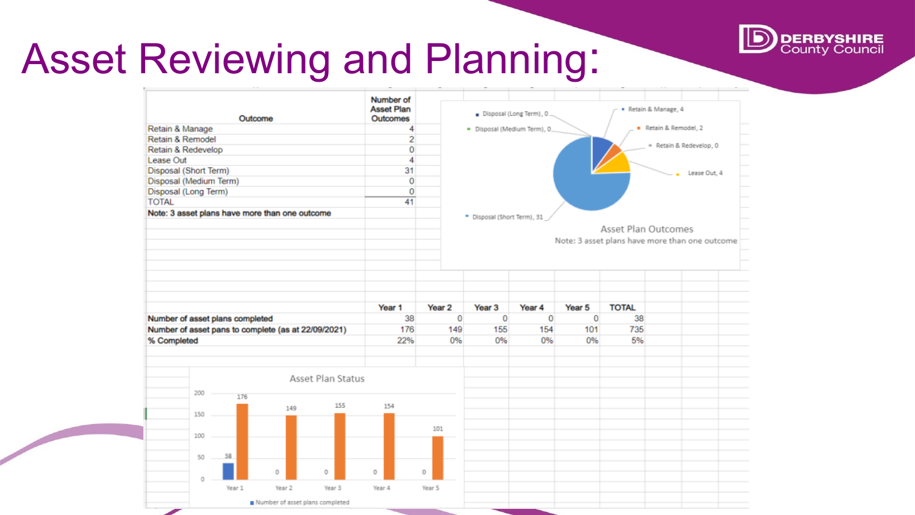# Asset Reviewing and Planning:

| Outcome | Number of Asset Plan Outcomes |
|---|---|
| Retain & Manage | 4 |
| Retain & Remodel | 2 |
| Retain & Redevelop | 0 |
| Lease Out | 4 |
| Disposal (Short Term) | 31 |
| Disposal (Medium Term) | 0 |
| Disposal (Long Term) | 0 |
| TOTAL | 41 |

**Note: 3 asset plans have more than one outcome**

Asset Plan Outcomes

Note: 3 asset plans have more than one outcome

Disposal (Long Term), 0; Disposal (Medium Term), 0; Retain & Manage, 4; Retain & Remodel, 2; Retain & Redevelop, 0; Lease Out, 4; Disposal (Short Term), 31

| | Year 1 | Year 2 | Year 3 | Year 4 | Year 5 | TOTAL |
|---|---|---|---|---|---|---|
| **Number of asset plans completed** | 38 | 0 | 0 | 0 | 0 | 38 |
| **Number of asset pans to complete (as at 22/09/2021)** | 176 | 149 | 155 | 154 | 101 | 735 |
| **% Completed** | 22% | 0% | 0% | 0% | 0% | 5% |

Asset Plan Status

| | Year 1 | Year 2 | Year 3 | Year 4 | Year 5 |
|---|---|---|---|---|---|
| Number of asset plans completed | 38 | 0 | 0 | 0 | 0 |
| | 176 | 149 | 155 | 154 | 101 |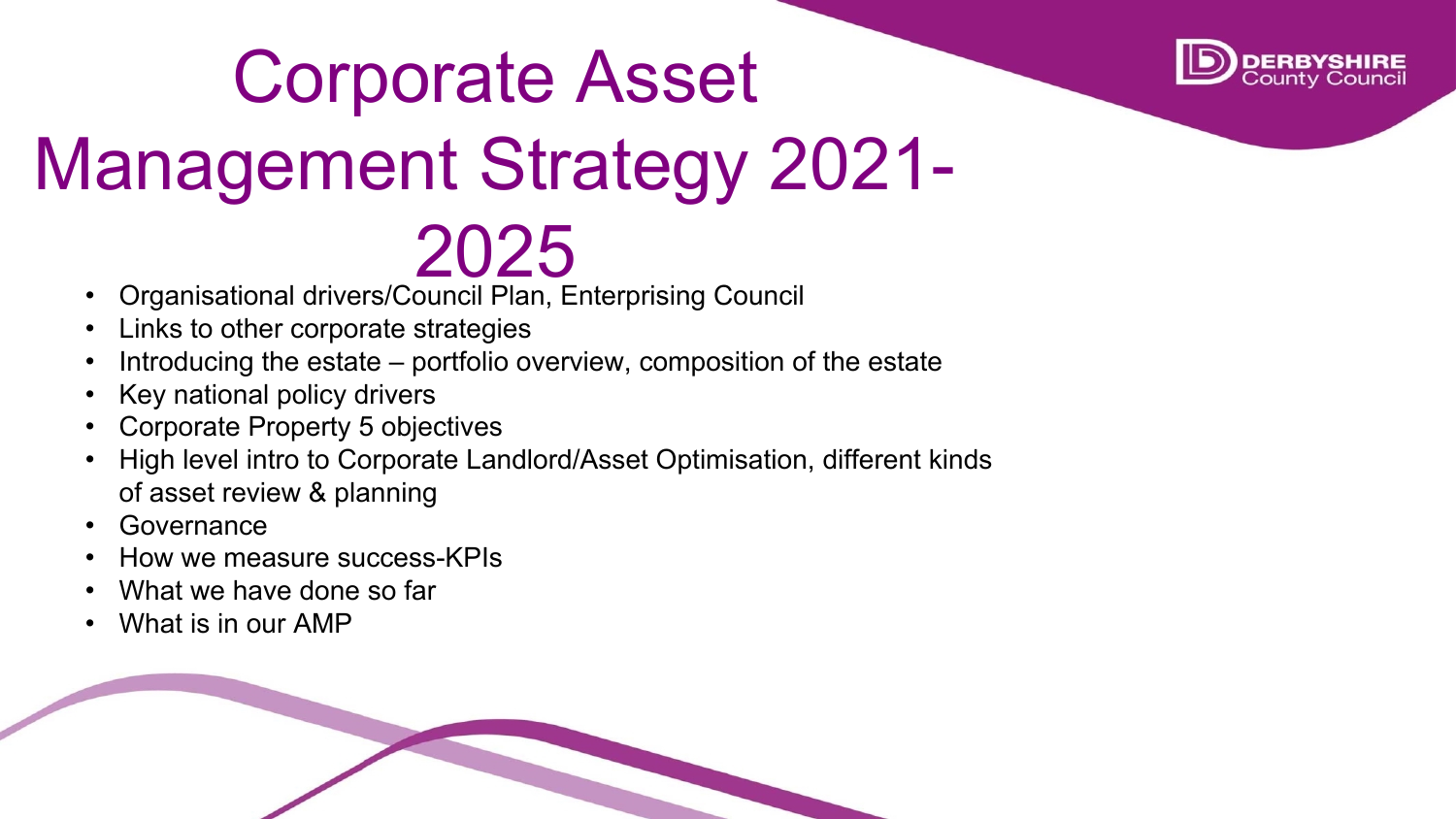# Corporate Asset Management Strategy 2021-2025

- Organisational drivers/Council Plan, Enterprising Council
- Links to other corporate strategies
- Introducing the estate – portfolio overview, composition of the estate
- Key national policy drivers
- Corporate Property 5 objectives
- High level intro to Corporate Landlord/Asset Optimisation, different kinds of asset review & planning
- Governance
- How we measure success-KPIs
- What we have done so far
- What is in our AMP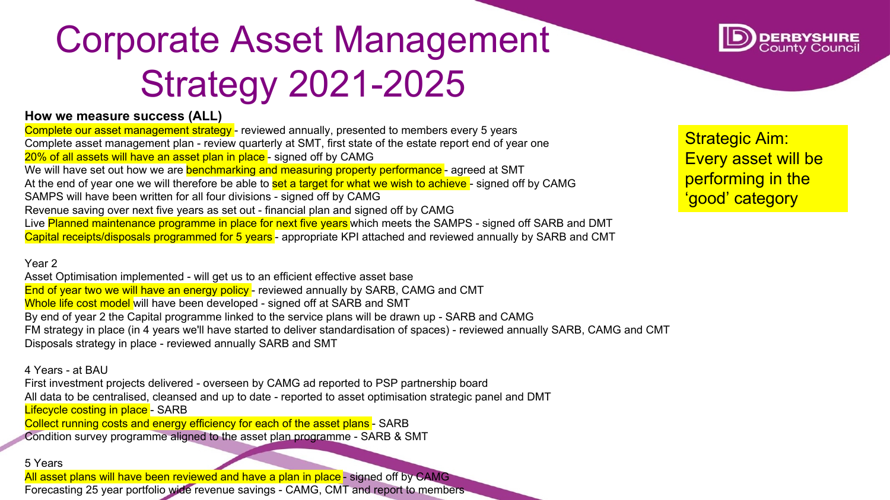# Corporate Asset Management Strategy 2021-2025

Strategic Aim: Every asset will be performing in the 'good' category

**How we measure success (ALL)**

Complete our asset management strategy - reviewed annually, presented to members every 5 years
Complete asset management plan - review quarterly at SMT, first state of the estate report end of year one
20% of all assets will have an asset plan in place - signed off by CAMG
We will have set out how we are benchmarking and measuring property performance - agreed at SMT
At the end of year one we will therefore be able to set a target for what we wish to achieve - signed off by CAMG
SAMPS will have been written for all four divisions - signed off by CAMG
Revenue saving over next five years as set out - financial plan and signed off by CAMG
Live Planned maintenance programme in place for next five years which meets the SAMPS - signed off SARB and DMT
Capital receipts/disposals programmed for 5 years - appropriate KPI attached and reviewed annually by SARB and CMT

Year 2

Asset Optimisation implemented - will get us to an efficient effective asset base
End of year two we will have an energy policy - reviewed annually by SARB, CAMG and CMT
Whole life cost model will have been developed - signed off at SARB and SMT
By end of year 2 the Capital programme linked to the service plans will be drawn up - SARB and CAMG
FM strategy in place (in 4 years we'll have started to deliver standardisation of spaces) - reviewed annually SARB, CAMG and CMT
Disposals strategy in place - reviewed annually SARB and SMT

4 Years - at BAU

First investment projects delivered - overseen by CAMG ad reported to PSP partnership board
All data to be centralised, cleansed and up to date - reported to asset optimisation strategic panel and DMT
Lifecycle costing in place - SARB
Collect running costs and energy efficiency for each of the asset plans - SARB
Condition survey programme aligned to the asset plan programme - SARB & SMT

5 Years

All asset plans will have been reviewed and have a plan in place - signed off by CAMG
Forecasting 25 year portfolio wide revenue savings - CAMG, CMT and report to members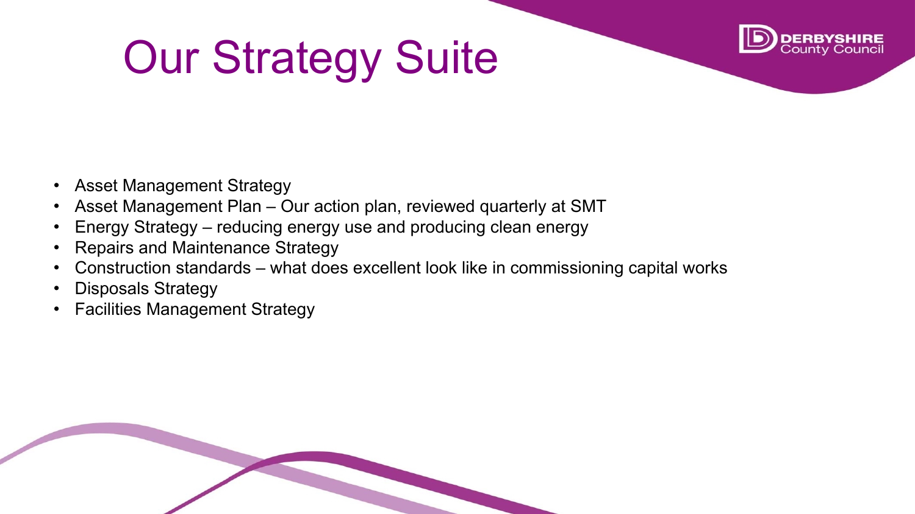# Our Strategy Suite

- Asset Management Strategy
- Asset Management Plan – Our action plan, reviewed quarterly at SMT
- Energy Strategy – reducing energy use and producing clean energy
- Repairs and Maintenance Strategy
- Construction standards – what does excellent look like in commissioning capital works
- Disposals Strategy
- Facilities Management Strategy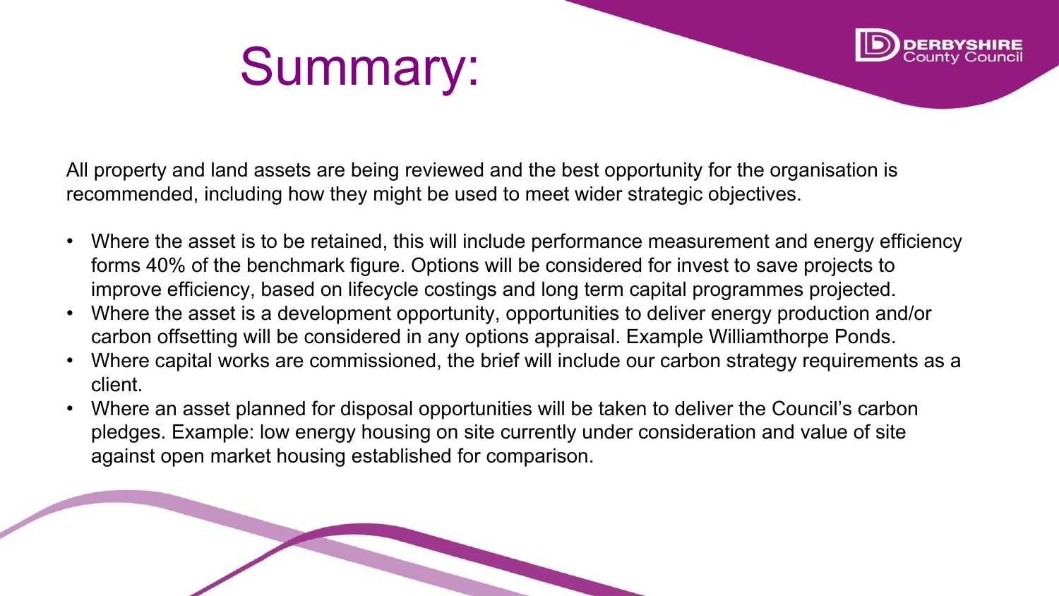# Summary:

All property and land assets are being reviewed and the best opportunity for the organisation is recommended, including how they might be used to meet wider strategic objectives.

- Where the asset is to be retained, this will include performance measurement and energy efficiency forms 40% of the benchmark figure. Options will be considered for invest to save projects to improve efficiency, based on lifecycle costings and long term capital programmes projected.
- Where the asset is a development opportunity, opportunities to deliver energy production and/or carbon offsetting will be considered in any options appraisal. Example Williamthorpe Ponds.
- Where capital works are commissioned, the brief will include our carbon strategy requirements as a client.
- Where an asset planned for disposal opportunities will be taken to deliver the Council's carbon pledges. Example: low energy housing on site currently under consideration and value of site against open market housing established for comparison.